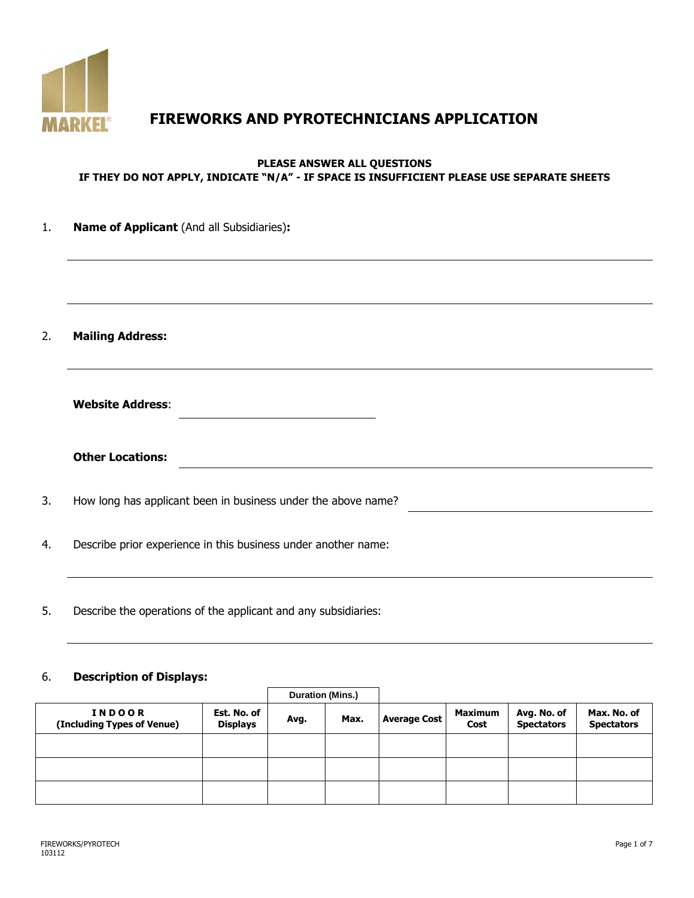# FIREWORKS AND PYROTECHNICIANS APPLICATION

**PLEASE ANSWER ALL QUESTIONS**
**IF THEY DO NOT APPLY, INDICATE "N/A" - IF SPACE IS INSUFFICIENT PLEASE USE SEPARATE SHEETS**

1. **Name of Applicant** (And all Subsidiaries)**:**

 ______________________________________________________________________

 ______________________________________________________________________

2. **Mailing Address:**

 ______________________________________________________________________

 **Website Address**: ______________________________

 **Other Locations:** ______________________________________________________________________

3. How long has applicant been in business under the above name? ______________________________

4. Describe prior experience in this business under another name:

 ______________________________________________________________________

5. Describe the operations of the applicant and any subsidiaries:

 ______________________________________________________________________

6. **Description of Displays:**

| | | Duration (Mins.) | | | | | |
|---|---|---|---|---|---|---|---|
| **INDOOR (Including Types of Venue)** | **Est. No. of Displays** | **Avg.** | **Max.** | **Average Cost** | **Maximum Cost** | **Avg. No. of Spectators** | **Max. No. of Spectators** |
| | | | | | | | |
| | | | | | | | |
| | | | | | | | |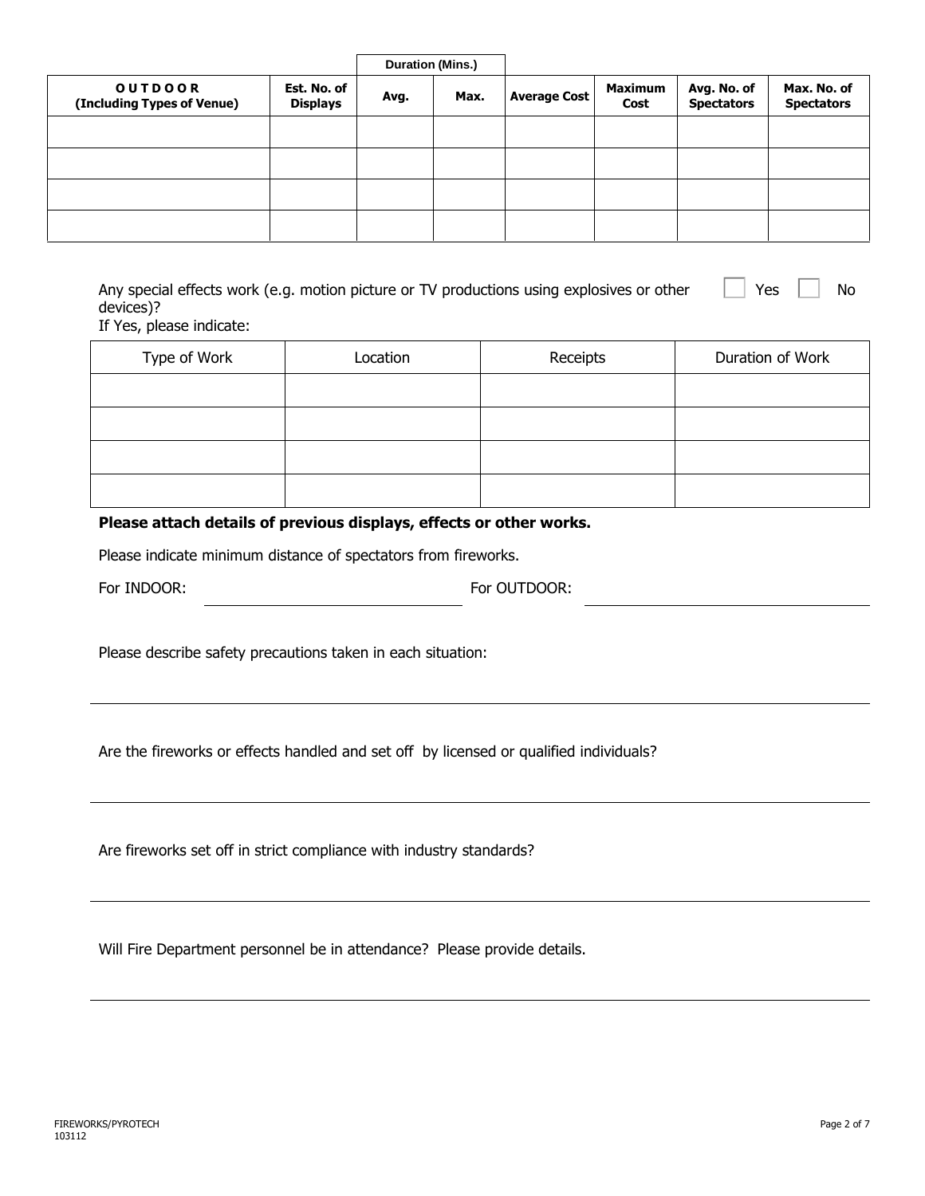| OUTDOOR (Including Types of Venue) | Est. No. of Displays | Duration (Mins.) Avg. | Duration (Mins.) Max. | Average Cost | Maximum Cost | Avg. No. of Spectators | Max. No. of Spectators |
|---|---|---|---|---|---|---|---|
| | | | | | | | |
| | | | | | | | |
| | | | | | | | |
| | | | | | | | |

Any special effects work (e.g. motion picture or TV productions using explosives or other devices)? ☐ Yes ☐ No

If Yes, please indicate:

| Type of Work | Location | Receipts | Duration of Work |
|---|---|---|---|
| | | | |
| | | | |
| | | | |
| | | | |

**Please attach details of previous displays, effects or other works.**

Please indicate minimum distance of spectators from fireworks.

For INDOOR: ______________________ For OUTDOOR: ______________________

Please describe safety precautions taken in each situation:

_______________________________________________

Are the fireworks or effects handled and set off by licensed or qualified individuals?

_______________________________________________

Are fireworks set off in strict compliance with industry standards?

_______________________________________________

Will Fire Department personnel be in attendance? Please provide details.

_______________________________________________

FIREWORKS/PYROTECH
103112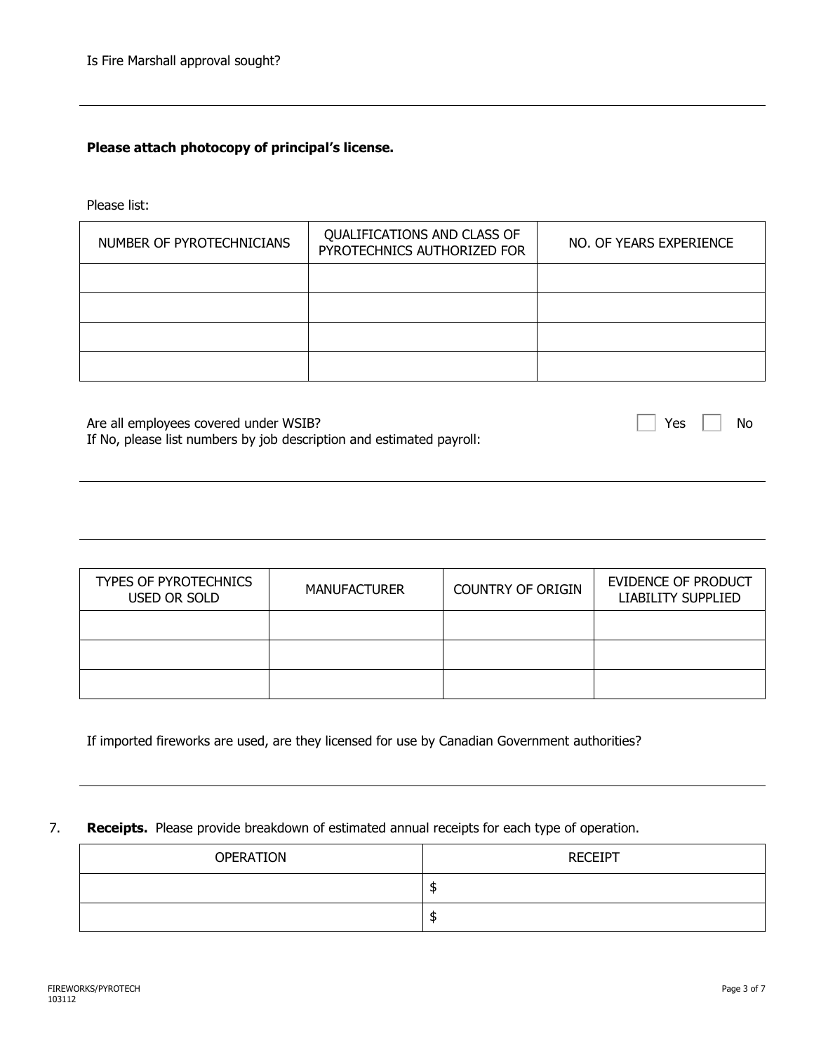Is Fire Marshall approval sought?

---

**Please attach photocopy of principal's license.**

Please list:

| NUMBER OF PYROTECHNICIANS | QUALIFICATIONS AND CLASS OF PYROTECHNICS AUTHORIZED FOR | NO. OF YEARS EXPERIENCE |
| --- | --- | --- |
| | | |
| | | |
| | | |
| | | |

Are all employees covered under WSIB? ☐ Yes ☐ No
If No, please list numbers by job description and estimated payroll:

---

---

| TYPES OF PYROTECHNICS USED OR SOLD | MANUFACTURER | COUNTRY OF ORIGIN | EVIDENCE OF PRODUCT LIABILITY SUPPLIED |
| --- | --- | --- | --- |
| | | | |
| | | | |
| | | | |

If imported fireworks are used, are they licensed for use by Canadian Government authorities?

---

7. **Receipts.** Please provide breakdown of estimated annual receipts for each type of operation.

| OPERATION | RECEIPT |
| --- | --- |
| | $ |
| | $ |

FIREWORKS/PYROTECH
103112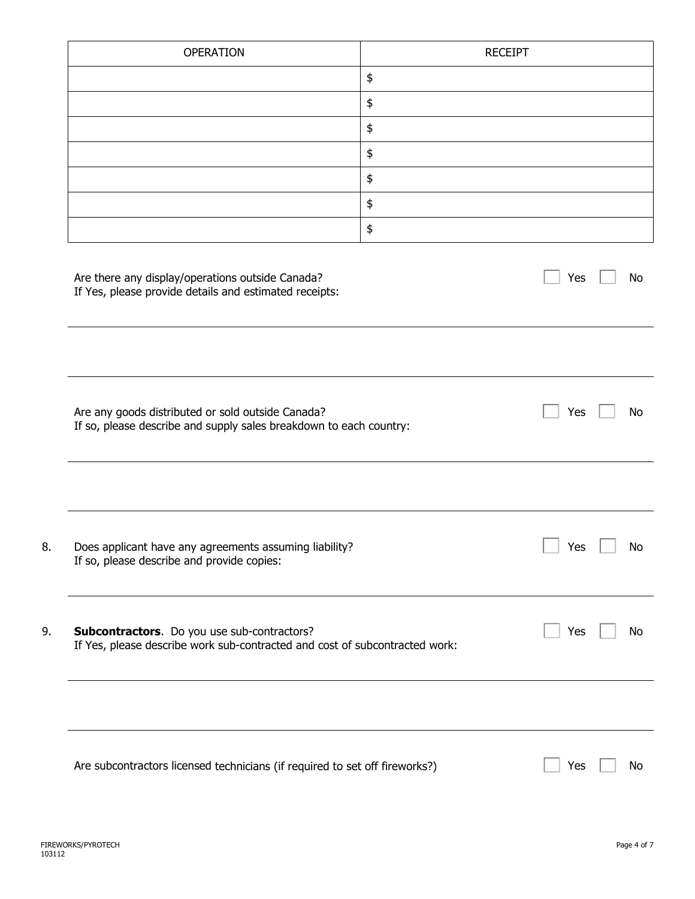| OPERATION | RECEIPT |
| --- | --- |
| | $ |
| | $ |
| | $ |
| | $ |
| | $ |
| | $ |
| | $ |

Are there any display/operations outside Canada? ☐ Yes ☐ No
If Yes, please provide details and estimated receipts:

---

---

Are any goods distributed or sold outside Canada? ☐ Yes ☐ No
If so, please describe and supply sales breakdown to each country:

---

---

8. Does applicant have any agreements assuming liability? ☐ Yes ☐ No
If so, please describe and provide copies:

---

9. **Subcontractors**. Do you use sub-contractors? ☐ Yes ☐ No
If Yes, please describe work sub-contracted and cost of subcontracted work:

---

---

Are subcontractors licensed technicians (if required to set off fireworks?) ☐ Yes ☐ No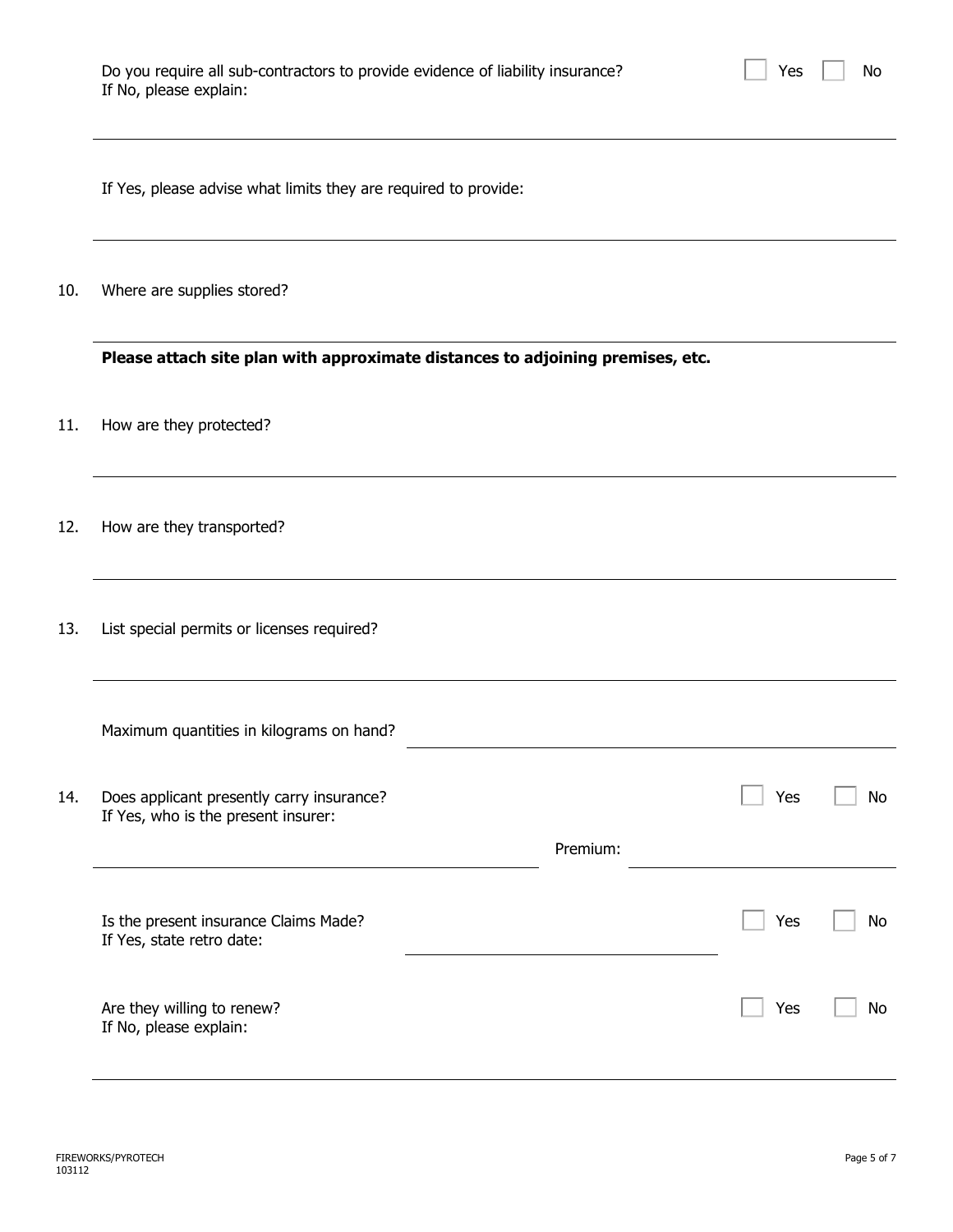Do you require all sub-contractors to provide evidence of liability insurance? ☐ Yes ☐ No
If No, please explain:

---

If Yes, please advise what limits they are required to provide:

---

10. Where are supplies stored?

---

**Please attach site plan with approximate distances to adjoining premises, etc.**

11. How are they protected?

---

12. How are they transported?

---

13. List special permits or licenses required?

---

Maximum quantities in kilograms on hand? ______________________________

14. Does applicant presently carry insurance? ☐ Yes ☐ No
If Yes, who is the present insurer:

______________________________ Premium: ______________________________

Is the present insurance Claims Made? ☐ Yes ☐ No
If Yes, state retro date: ______________________________

Are they willing to renew? ☐ Yes ☐ No
If No, please explain:

---

FIREWORKS/PYROTECH
103112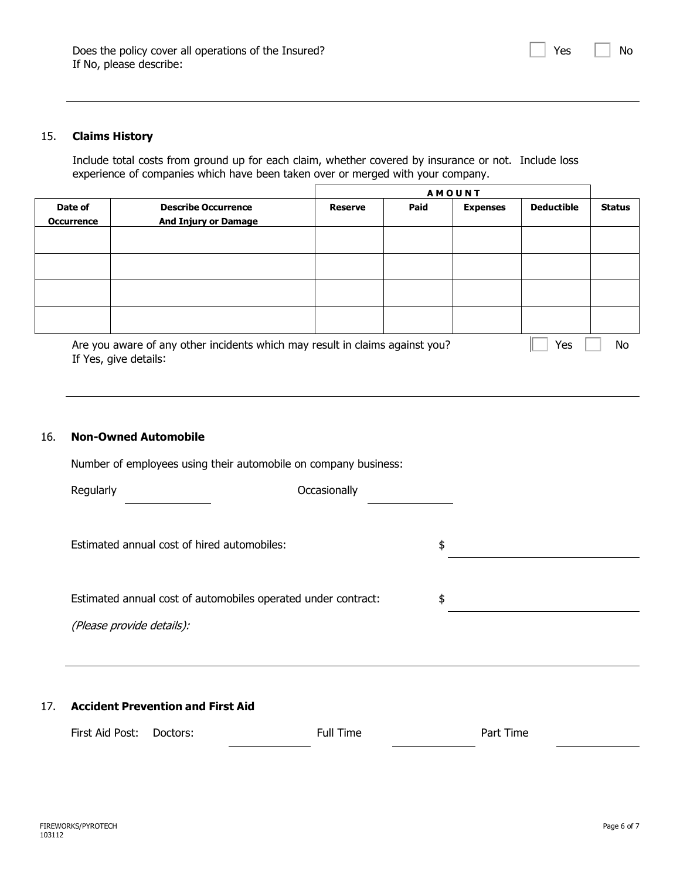Does the policy cover all operations of the Insured? ☐ Yes ☐ No

If No, please describe:

---

15. **Claims History**

Include total costs from ground up for each claim, whether covered by insurance or not. Include loss experience of companies which have been taken over or merged with your company.

| | | **AMOUNT** | | | | |
|---|---|---|---|---|---|---|
| **Date of Occurrence** | **Describe Occurrence And Injury or Damage** | **Reserve** | **Paid** | **Expenses** | **Deductible** | **Status** |
| | | | | | | |
| | | | | | | |
| | | | | | | |
| | | | | | | |

Are you aware of any other incidents which may result in claims against you? ☐ Yes ☐ No

If Yes, give details:

---

16. **Non-Owned Automobile**

Number of employees using their automobile on company business:

Regularly \_\_\_\_\_\_\_\_\_\_ Occasionally \_\_\_\_\_\_\_\_\_\_

Estimated annual cost of hired automobiles: $ \_\_\_\_\_\_\_\_\_\_

Estimated annual cost of automobiles operated under contract: $ \_\_\_\_\_\_\_\_\_\_

*(Please provide details):*

---

17. **Accident Prevention and First Aid**

First Aid Post: Doctors: \_\_\_\_\_\_\_\_\_\_ Full Time \_\_\_\_\_\_\_\_\_\_ Part Time \_\_\_\_\_\_\_\_\_\_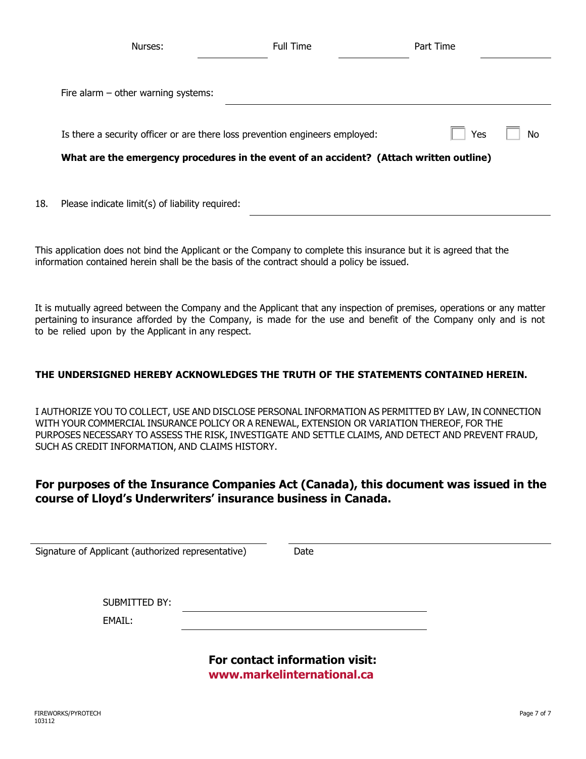Nurses: \_\_\_\_\_\_\_\_\_\_ Full Time \_\_\_\_\_\_\_\_\_\_ Part Time \_\_\_\_\_\_\_\_\_\_

Fire alarm – other warning systems: \_\_\_\_\_\_\_\_\_\_\_\_\_\_\_\_\_\_\_\_\_\_\_\_\_\_\_\_\_\_

Is there a security officer or are there loss prevention engineers employed: ☐ Yes ☐ No

**What are the emergency procedures in the event of an accident? (Attach written outline)**

18. Please indicate limit(s) of liability required: \_\_\_\_\_\_\_\_\_\_\_\_\_\_\_\_\_\_\_\_\_\_\_\_\_\_\_\_\_\_

This application does not bind the Applicant or the Company to complete this insurance but it is agreed that the information contained herein shall be the basis of the contract should a policy be issued.

It is mutually agreed between the Company and the Applicant that any inspection of premises, operations or any matter pertaining to insurance afforded by the Company, is made for the use and benefit of the Company only and is not to be relied upon by the Applicant in any respect.

**THE UNDERSIGNED HEREBY ACKNOWLEDGES THE TRUTH OF THE STATEMENTS CONTAINED HEREIN.**

I AUTHORIZE YOU TO COLLECT, USE AND DISCLOSE PERSONAL INFORMATION AS PERMITTED BY LAW, IN CONNECTION WITH YOUR COMMERCIAL INSURANCE POLICY OR A RENEWAL, EXTENSION OR VARIATION THEREOF, FOR THE PURPOSES NECESSARY TO ASSESS THE RISK, INVESTIGATE AND SETTLE CLAIMS, AND DETECT AND PREVENT FRAUD, SUCH AS CREDIT INFORMATION, AND CLAIMS HISTORY.

**For purposes of the Insurance Companies Act (Canada), this document was issued in the course of Lloyd's Underwriters' insurance business in Canada.**

\_\_\_\_\_\_\_\_\_\_\_\_\_\_\_\_\_\_\_\_\_\_\_\_\_\_\_\_\_\_ \_\_\_\_\_\_\_\_\_\_\_\_\_\_\_\_\_\_\_\_\_\_\_\_\_\_\_\_\_\_

Signature of Applicant (authorized representative) Date

SUBMITTED BY: \_\_\_\_\_\_\_\_\_\_\_\_\_\_\_\_\_\_\_\_\_\_\_\_\_\_\_\_\_\_

EMAIL: \_\_\_\_\_\_\_\_\_\_\_\_\_\_\_\_\_\_\_\_\_\_\_\_\_\_\_\_\_\_

**For contact information visit:**
**www.markelinternational.ca**

FIREWORKS/PYROTECH
103112